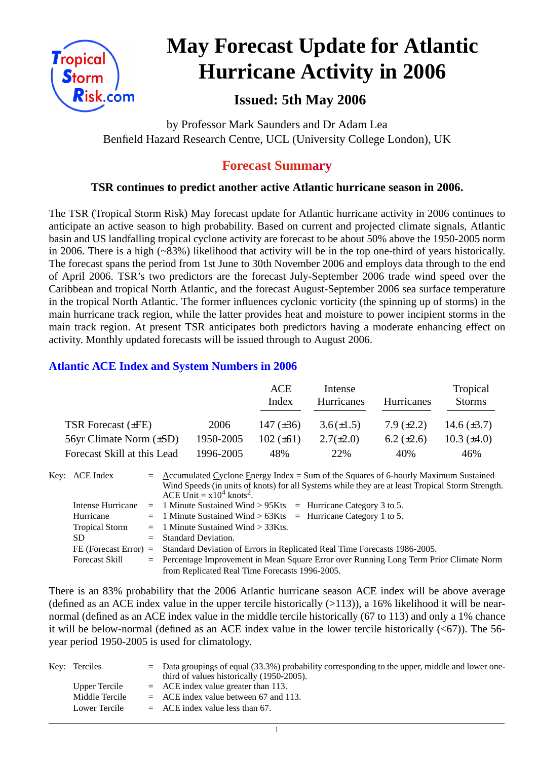# May Forecast Update for Atlantic Hurricane Activity in 2006

### Issued: 5th May 2006

by Professor Mark Saunders and Dr Adam Lea
Benfield Hazard Research Centre, UCL (University College London), UK

## Forecast Summary

**TSR continues to predict another active Atlantic hurricane season in 2006.**

The TSR (Tropical Storm Risk) May forecast update for Atlantic hurricane activity in 2006 continues to anticipate an active season to high probability. Based on current and projected climate signals, Atlantic basin and US landfalling tropical cyclone activity are forecast to be about 50% above the 1950-2005 norm in 2006. There is a high (~83%) likelihood that activity will be in the top one-third of years historically. The forecast spans the period from 1st June to 30th November 2006 and employs data through to the end of April 2006. TSR's two predictors are the forecast July-September 2006 trade wind speed over the Caribbean and tropical North Atlantic, and the forecast August-September 2006 sea surface temperature in the tropical North Atlantic. The former influences cyclonic vorticity (the spinning up of storms) in the main hurricane track region, while the latter provides heat and moisture to power incipient storms in the main track region. At present TSR anticipates both predictors having a moderate enhancing effect on activity. Monthly updated forecasts will be issued through to August 2006.

### Atlantic ACE Index and System Numbers in 2006

| | | ACE Index | Intense Hurricanes | Hurricanes | Tropical Storms |
|---|---|---|---|---|---|
| TSR Forecast (±FE) | 2006 | 147 (±36) | 3.6 (±1.5) | 7.9 (±2.2) | 14.6 (±3.7) |
| 56yr Climate Norm (±SD) | 1950-2005 | 102 (±61) | 2.7 (±2.0) | 6.2 (±2.6) | 10.3 (±4.0) |
| Forecast Skill at this Lead | 1996-2005 | 48% | 22% | 40% | 46% |

Key:
- ACE Index = Accumulated Cyclone Energy Index = Sum of the Squares of 6-hourly Maximum Sustained Wind Speeds (in units of knots) for all Systems while they are at least Tropical Storm Strength. ACE Unit = $x10^4$ knots$^2$.
- Intense Hurricane = 1 Minute Sustained Wind > 95Kts = Hurricane Category 3 to 5.
- Hurricane = 1 Minute Sustained Wind > 63Kts = Hurricane Category 1 to 5.
- Tropical Storm = 1 Minute Sustained Wind > 33Kts.
- SD = Standard Deviation.
- FE (Forecast Error) = Standard Deviation of Errors in Replicated Real Time Forecasts 1986-2005.
- Forecast Skill = Percentage Improvement in Mean Square Error over Running Long Term Prior Climate Norm from Replicated Real Time Forecasts 1996-2005.

There is an 83% probability that the 2006 Atlantic hurricane season ACE index will be above average (defined as an ACE index value in the upper tercile historically (>113)), a 16% likelihood it will be near-normal (defined as an ACE index value in the middle tercile historically (67 to 113) and only a 1% chance it will be below-normal (defined as an ACE index value in the lower tercile historically (<67)). The 56-year period 1950-2005 is used for climatology.

Key:
- Terciles = Data groupings of equal (33.3%) probability corresponding to the upper, middle and lower one-third of values historically (1950-2005).
- Upper Tercile = ACE index value greater than 113.
- Middle Tercile = ACE index value between 67 and 113.
- Lower Tercile = ACE index value less than 67.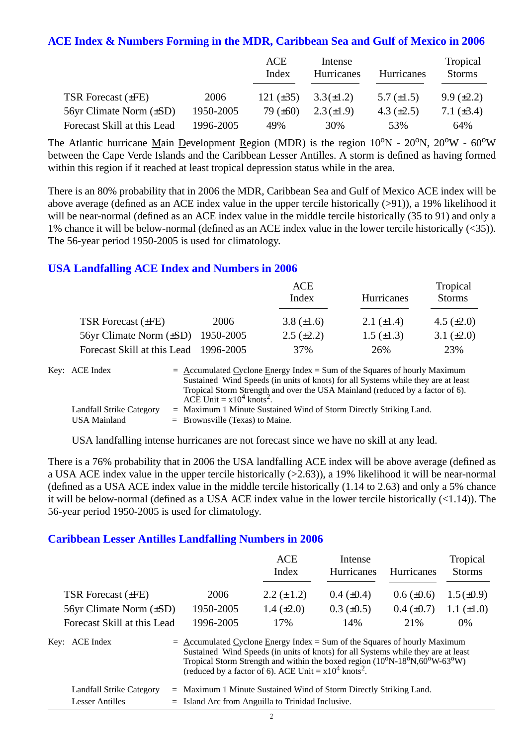## ACE Index & Numbers Forming in the MDR, Caribbean Sea and Gulf of Mexico in 2006

| | | ACE Index | Intense Hurricanes | Hurricanes | Tropical Storms |
|---|---|---|---|---|---|
| TSR Forecast (±FE) | 2006 | 121 (±35) | 3.3(±1.2) | 5.7 (±1.5) | 9.9 (±2.2) |
| 56yr Climate Norm (±SD) | 1950-2005 | 79 (±60) | 2.3(±1.9) | 4.3 (±2.5) | 7.1 (±3.4) |
| Forecast Skill at this Lead | 1996-2005 | 49% | 30% | 53% | 64% |

The Atlantic hurricane Main Development Region (MDR) is the region 10°N - 20°N, 20°W - 60°W between the Cape Verde Islands and the Caribbean Lesser Antilles. A storm is defined as having formed within this region if it reached at least tropical depression status while in the area.

There is an 80% probability that in 2006 the MDR, Caribbean Sea and Gulf of Mexico ACE index will be above average (defined as an ACE index value in the upper tercile historically (>91)), a 19% likelihood it will be near-normal (defined as an ACE index value in the middle tercile historically (35 to 91) and only a 1% chance it will be below-normal (defined as an ACE index value in the lower tercile historically (<35)). The 56-year period 1950-2005 is used for climatology.

## USA Landfalling ACE Index and Numbers in 2006

| | | ACE Index | Hurricanes | Tropical Storms |
|---|---|---|---|---|
| TSR Forecast (±FE) | 2006 | 3.8 (±1.6) | 2.1 (±1.4) | 4.5 (±2.0) |
| 56yr Climate Norm (±SD) | 1950-2005 | 2.5 (±2.2) | 1.5 (±1.3) | 3.1 (±2.0) |
| Forecast Skill at this Lead | 1996-2005 | 37% | 26% | 23% |

Key: ACE Index = Accumulated Cyclone Energy Index = Sum of the Squares of hourly Maximum Sustained Wind Speeds (in units of knots) for all Systems while they are at least Tropical Storm Strength and over the USA Mainland (reduced by a factor of 6). ACE Unit = x$10^4$ knots$^2$.

Landfall Strike Category = Maximum 1 Minute Sustained Wind of Storm Directly Striking Land.

USA Mainland = Brownsville (Texas) to Maine.

USA landfalling intense hurricanes are not forecast since we have no skill at any lead.

There is a 76% probability that in 2006 the USA landfalling ACE index will be above average (defined as a USA ACE index value in the upper tercile historically (>2.63)), a 19% likelihood it will be near-normal (defined as a USA ACE index value in the middle tercile historically (1.14 to 2.63) and only a 5% chance it will be below-normal (defined as a USA ACE index value in the lower tercile historically (<1.14)). The 56-year period 1950-2005 is used for climatology.

## Caribbean Lesser Antilles Landfalling Numbers in 2006

| | | ACE Index | Intense Hurricanes | Hurricanes | Tropical Storms |
|---|---|---|---|---|---|
| TSR Forecast (±FE) | 2006 | 2.2 (±1.2) | 0.4 (±0.4) | 0.6 (±0.6) | 1.5(±0.9) |
| 56yr Climate Norm (±SD) | 1950-2005 | 1.4 (±2.0) | 0.3 (±0.5) | 0.4 (±0.7) | 1.1 (±1.0) |
| Forecast Skill at this Lead | 1996-2005 | 17% | 14% | 21% | 0% |

Key: ACE Index = Accumulated Cyclone Energy Index = Sum of the Squares of hourly Maximum Sustained Wind Speeds (in units of knots) for all Systems while they are at least Tropical Storm Strength and within the boxed region (10°N-18°N,60°W-63°W) (reduced by a factor of 6). ACE Unit = x$10^4$ knots$^2$.

Landfall Strike Category = Maximum 1 Minute Sustained Wind of Storm Directly Striking Land.

Lesser Antilles = Island Arc from Anguilla to Trinidad Inclusive.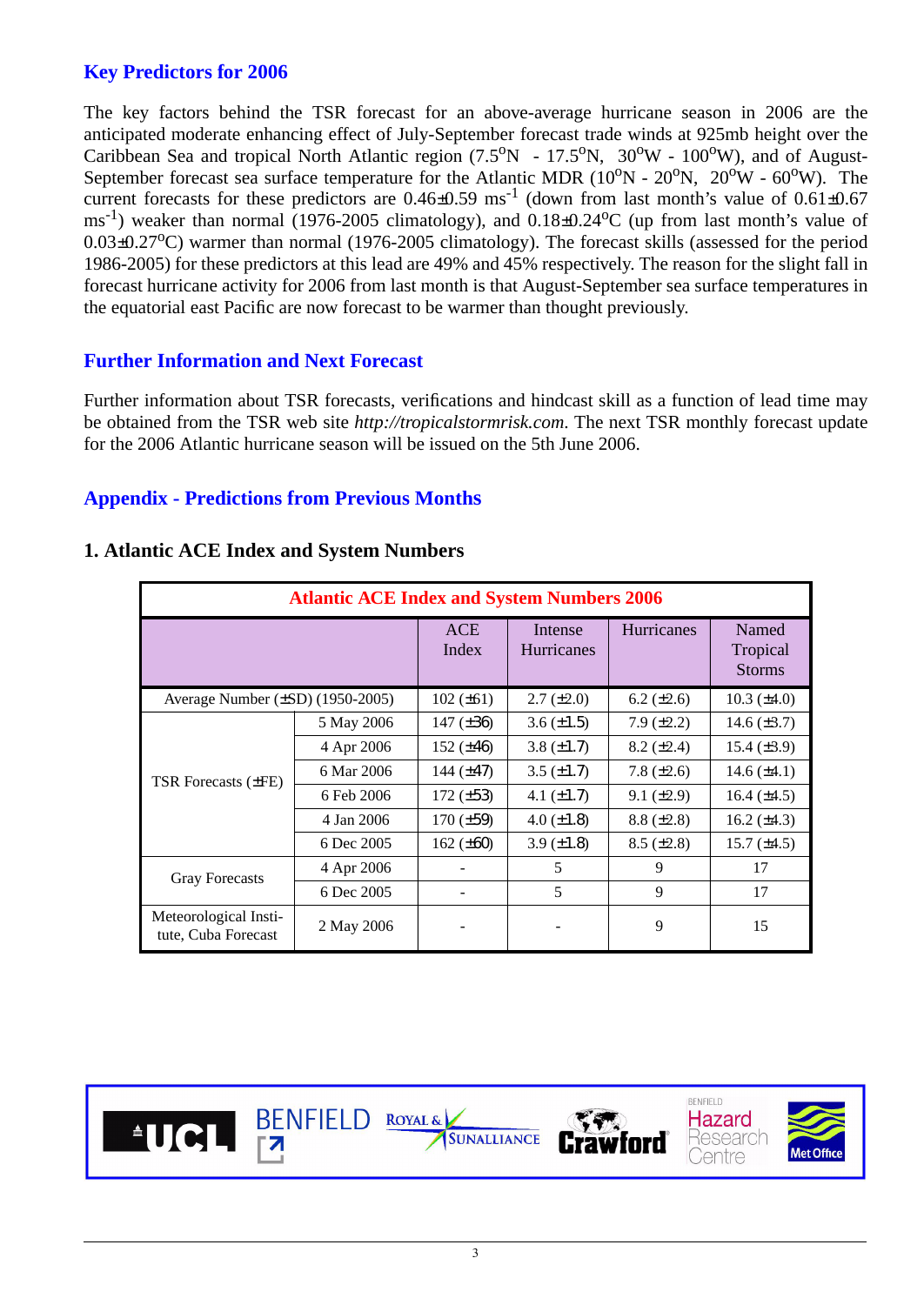## Key Predictors for 2006

The key factors behind the TSR forecast for an above-average hurricane season in 2006 are the anticipated moderate enhancing effect of July-September forecast trade winds at 925mb height over the Caribbean Sea and tropical North Atlantic region (7.5$^o$N - 17.5$^o$N, 30$^o$W - 100$^o$W), and of August-September forecast sea surface temperature for the Atlantic MDR (10$^o$N - 20$^o$N, 20$^o$W - 60$^o$W). The current forecasts for these predictors are 0.46±0.59 ms$^{-1}$ (down from last month's value of 0.61±0.67 ms$^{-1}$) weaker than normal (1976-2005 climatology), and 0.18±0.24$^o$C (up from last month's value of 0.03±0.27$^o$C) warmer than normal (1976-2005 climatology). The forecast skills (assessed for the period 1986-2005) for these predictors at this lead are 49% and 45% respectively. The reason for the slight fall in forecast hurricane activity for 2006 from last month is that August-September sea surface temperatures in the equatorial east Pacific are now forecast to be warmer than thought previously.

## Further Information and Next Forecast

Further information about TSR forecasts, verifications and hindcast skill as a function of lead time may be obtained from the TSR web site *http://tropicalstormrisk.com*. The next TSR monthly forecast update for the 2006 Atlantic hurricane season will be issued on the 5th June 2006.

## Appendix - Predictions from Previous Months

### 1. Atlantic ACE Index and System Numbers

| Atlantic ACE Index and System Numbers 2006 | | | | | |
|---|---|---|---|---|---|
| | | ACE Index | Intense Hurricanes | Hurricanes | Named Tropical Storms |
| Average Number (±SD) (1950-2005) | | 102 (±61) | 2.7 (±2.0) | 6.2 (±2.6) | 10.3 (±4.0) |
| TSR Forecasts (±FE) | 5 May 2006 | 147 (±36) | 3.6 (±1.5) | 7.9 (±2.2) | 14.6 (±3.7) |
| | 4 Apr 2006 | 152 (±46) | 3.8 (±1.7) | 8.2 (±2.4) | 15.4 (±3.9) |
| | 6 Mar 2006 | 144 (±47) | 3.5 (±1.7) | 7.8 (±2.6) | 14.6 (±4.1) |
| | 6 Feb 2006 | 172 (±53) | 4.1 (±1.7) | 9.1 (±2.9) | 16.4 (±4.5) |
| | 4 Jan 2006 | 170 (±59) | 4.0 (±1.8) | 8.8 (±2.8) | 16.2 (±4.3) |
| | 6 Dec 2005 | 162 (±60) | 3.9 (±1.8) | 8.5 (±2.8) | 15.7 (±4.5) |
| Gray Forecasts | 4 Apr 2006 | - | 5 | 9 | 17 |
| | 6 Dec 2005 | - | 5 | 9 | 17 |
| Meteorological Institute, Cuba Forecast | 2 May 2006 | - | - | 9 | 15 |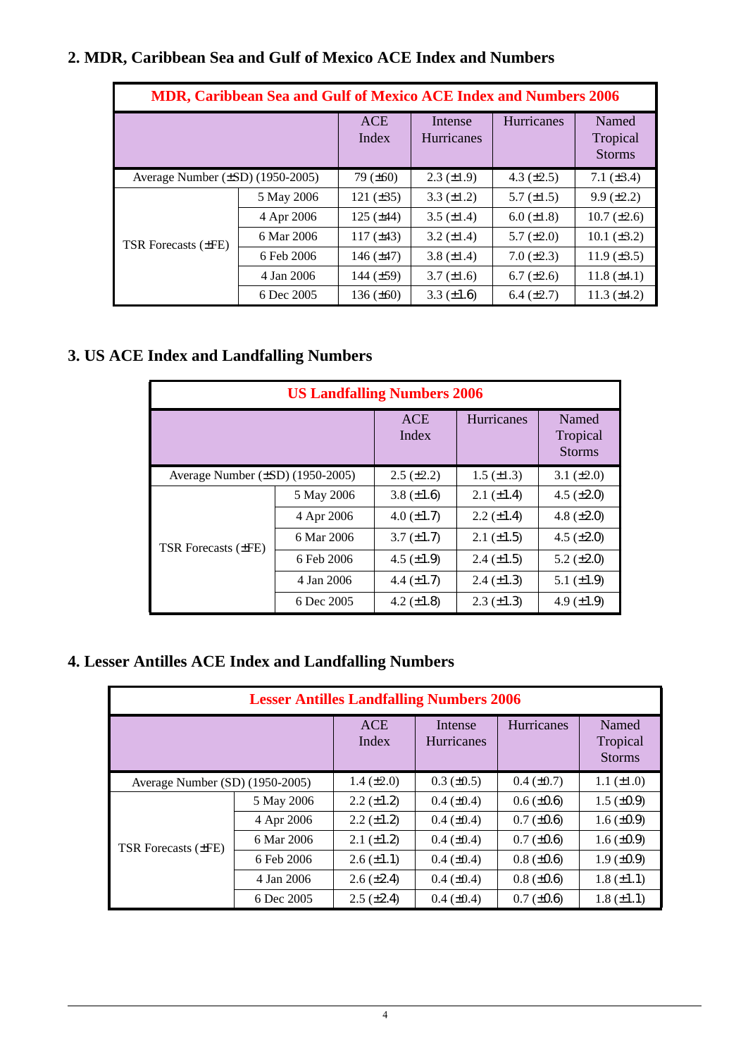## 2. MDR, Caribbean Sea and Gulf of Mexico ACE Index and Numbers

| MDR, Caribbean Sea and Gulf of Mexico ACE Index and Numbers 2006 | | | | | |
|---|---|---|---|---|---|
| | | ACE Index | Intense Hurricanes | Hurricanes | Named Tropical Storms |
| Average Number (±SD) (1950-2005) | | 79 (±60) | 2.3 (±1.9) | 4.3 (±2.5) | 7.1 (±3.4) |
| TSR Forecasts (±FE) | 5 May 2006 | 121 (±35) | 3.3 (±1.2) | 5.7 (±1.5) | 9.9 (±2.2) |
| | 4 Apr 2006 | 125 (±44) | 3.5 (±1.4) | 6.0 (±1.8) | 10.7 (±2.6) |
| | 6 Mar 2006 | 117 (±43) | 3.2 (±1.4) | 5.7 (±2.0) | 10.1 (±3.2) |
| | 6 Feb 2006 | 146 (±47) | 3.8 (±1.4) | 7.0 (±2.3) | 11.9 (±3.5) |
| | 4 Jan 2006 | 144 (±59) | 3.7 (±1.6) | 6.7 (±2.6) | 11.8 (±4.1) |
| | 6 Dec 2005 | 136 (±60) | 3.3 (±1.6) | 6.4 (±2.7) | 11.3 (±4.2) |

## 3. US ACE Index and Landfalling Numbers

| US Landfalling Numbers 2006 | | | | |
|---|---|---|---|---|
| | | ACE Index | Hurricanes | Named Tropical Storms |
| Average Number (±SD) (1950-2005) | | 2.5 (±2.2) | 1.5 (±1.3) | 3.1 (±2.0) |
| TSR Forecasts (±FE) | 5 May 2006 | 3.8 (±1.6) | 2.1 (±1.4) | 4.5 (±2.0) |
| | 4 Apr 2006 | 4.0 (±1.7) | 2.2 (±1.4) | 4.8 (±2.0) |
| | 6 Mar 2006 | 3.7 (±1.7) | 2.1 (±1.5) | 4.5 (±2.0) |
| | 6 Feb 2006 | 4.5 (±1.9) | 2.4 (±1.5) | 5.2 (±2.0) |
| | 4 Jan 2006 | 4.4 (±1.7) | 2.4 (±1.3) | 5.1 (±1.9) |
| | 6 Dec 2005 | 4.2 (±1.8) | 2.3 (±1.3) | 4.9 (±1.9) |

## 4. Lesser Antilles ACE Index and Landfalling Numbers

| Lesser Antilles Landfalling Numbers 2006 | | | | | |
|---|---|---|---|---|---|
| | | ACE Index | Intense Hurricanes | Hurricanes | Named Tropical Storms |
| Average Number (SD) (1950-2005) | | 1.4 (±2.0) | 0.3 (±0.5) | 0.4 (±0.7) | 1.1 (±1.0) |
| TSR Forecasts (±FE) | 5 May 2006 | 2.2 (±1.2) | 0.4 (±0.4) | 0.6 (±0.6) | 1.5 (±0.9) |
| | 4 Apr 2006 | 2.2 (±1.2) | 0.4 (±0.4) | 0.7 (±0.6) | 1.6 (±0.9) |
| | 6 Mar 2006 | 2.1 (±1.2) | 0.4 (±0.4) | 0.7 (±0.6) | 1.6 (±0.9) |
| | 6 Feb 2006 | 2.6 (±1.1) | 0.4 (±0.4) | 0.8 (±0.6) | 1.9 (±0.9) |
| | 4 Jan 2006 | 2.6 (±2.4) | 0.4 (±0.4) | 0.8 (±0.6) | 1.8 (±1.1) |
| | 6 Dec 2005 | 2.5 (±2.4) | 0.4 (±0.4) | 0.7 (±0.6) | 1.8 (±1.1) |